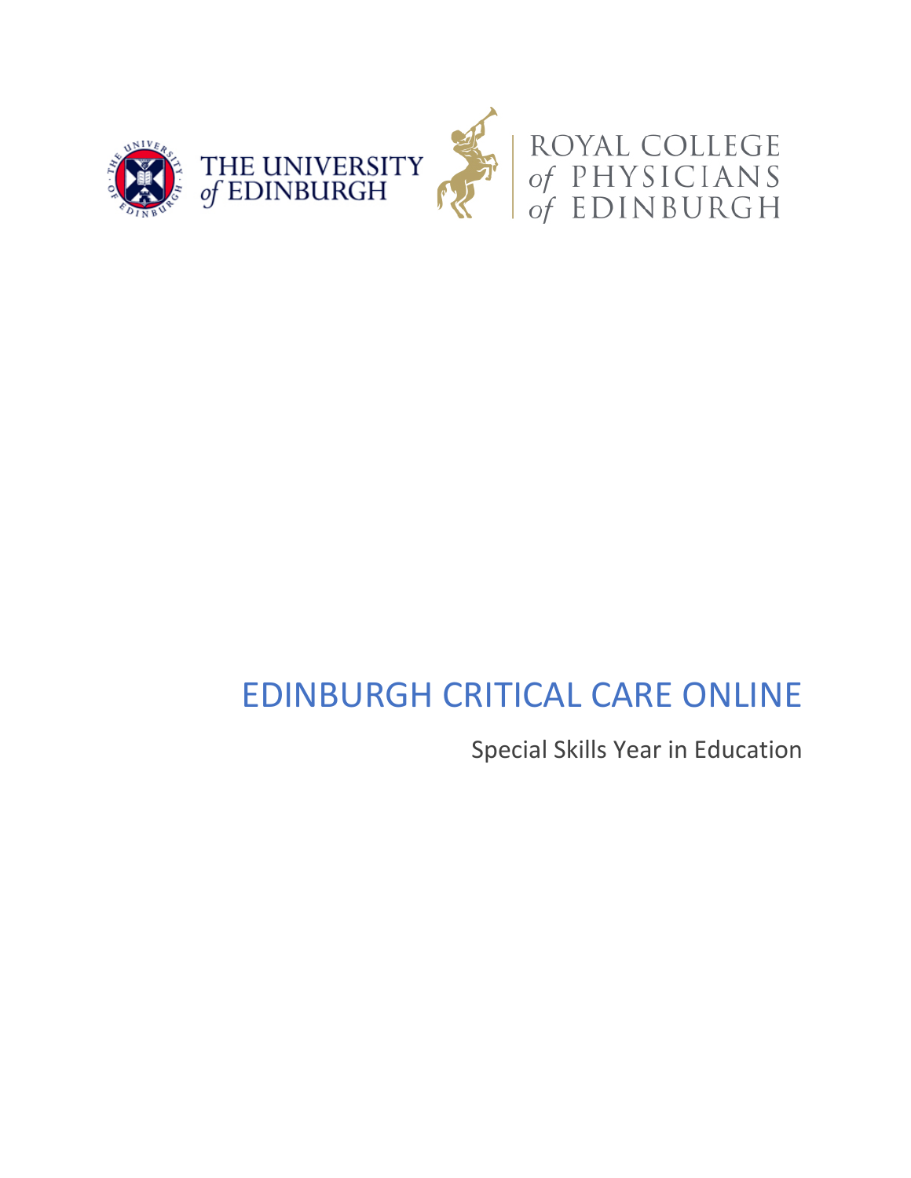THE UNIVERSITY of EDINBURGH

ROYAL COLLEGE of PHYSICIANS of EDINBURGH

# EDINBURGH CRITICAL CARE ONLINE

Special Skills Year in Education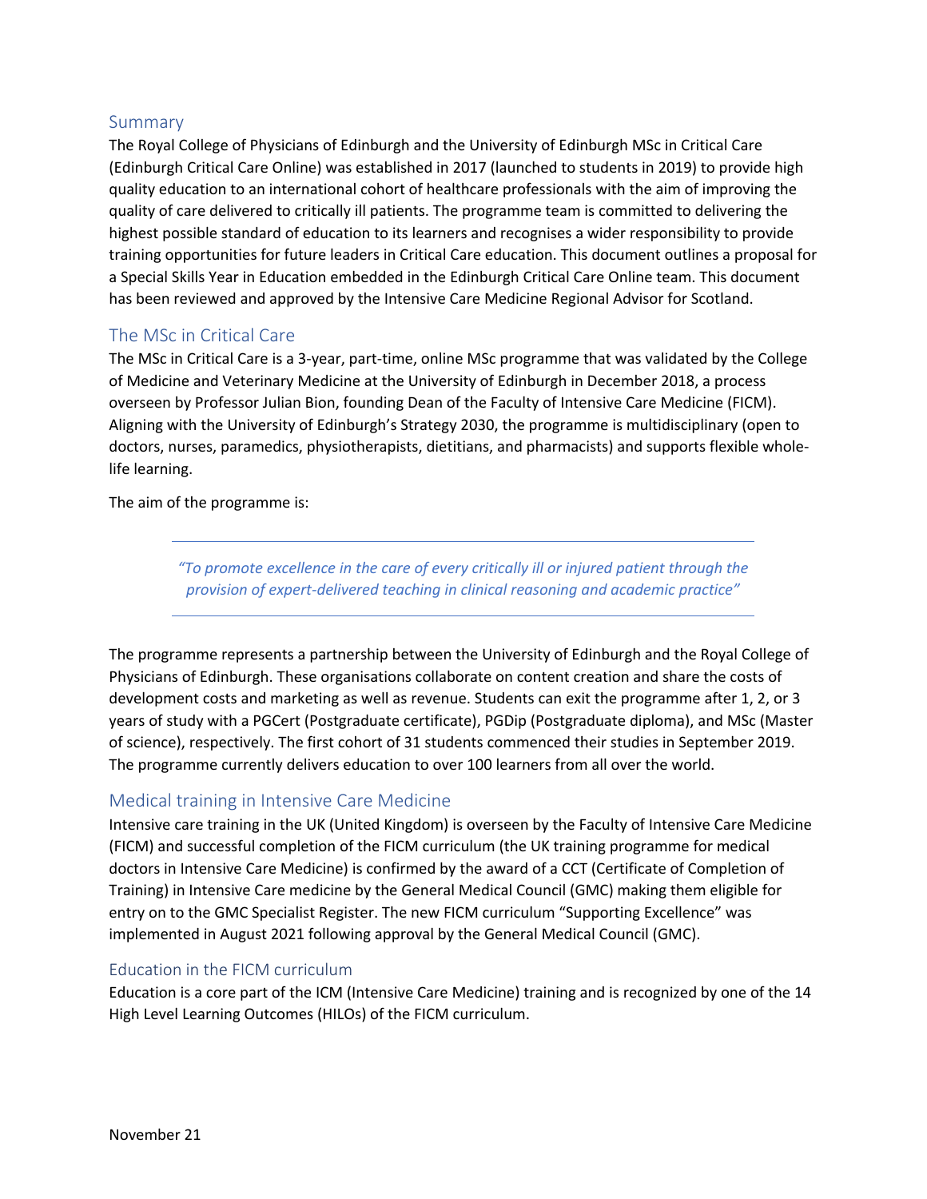## Summary

The Royal College of Physicians of Edinburgh and the University of Edinburgh MSc in Critical Care (Edinburgh Critical Care Online) was established in 2017 (launched to students in 2019) to provide high quality education to an international cohort of healthcare professionals with the aim of improving the quality of care delivered to critically ill patients. The programme team is committed to delivering the highest possible standard of education to its learners and recognises a wider responsibility to provide training opportunities for future leaders in Critical Care education. This document outlines a proposal for a Special Skills Year in Education embedded in the Edinburgh Critical Care Online team. This document has been reviewed and approved by the Intensive Care Medicine Regional Advisor for Scotland.

## The MSc in Critical Care

The MSc in Critical Care is a 3-year, part-time, online MSc programme that was validated by the College of Medicine and Veterinary Medicine at the University of Edinburgh in December 2018, a process overseen by Professor Julian Bion, founding Dean of the Faculty of Intensive Care Medicine (FICM). Aligning with the University of Edinburgh's Strategy 2030, the programme is multidisciplinary (open to doctors, nurses, paramedics, physiotherapists, dietitians, and pharmacists) and supports flexible whole-life learning.

The aim of the programme is:

> *"To promote excellence in the care of every critically ill or injured patient through the provision of expert-delivered teaching in clinical reasoning and academic practice"*

The programme represents a partnership between the University of Edinburgh and the Royal College of Physicians of Edinburgh. These organisations collaborate on content creation and share the costs of development costs and marketing as well as revenue. Students can exit the programme after 1, 2, or 3 years of study with a PGCert (Postgraduate certificate), PGDip (Postgraduate diploma), and MSc (Master of science), respectively. The first cohort of 31 students commenced their studies in September 2019. The programme currently delivers education to over 100 learners from all over the world.

## Medical training in Intensive Care Medicine

Intensive care training in the UK (United Kingdom) is overseen by the Faculty of Intensive Care Medicine (FICM) and successful completion of the FICM curriculum (the UK training programme for medical doctors in Intensive Care Medicine) is confirmed by the award of a CCT (Certificate of Completion of Training) in Intensive Care medicine by the General Medical Council (GMC) making them eligible for entry on to the GMC Specialist Register. The new FICM curriculum "Supporting Excellence" was implemented in August 2021 following approval by the General Medical Council (GMC).

### Education in the FICM curriculum

Education is a core part of the ICM (Intensive Care Medicine) training and is recognized by one of the 14 High Level Learning Outcomes (HILOs) of the FICM curriculum.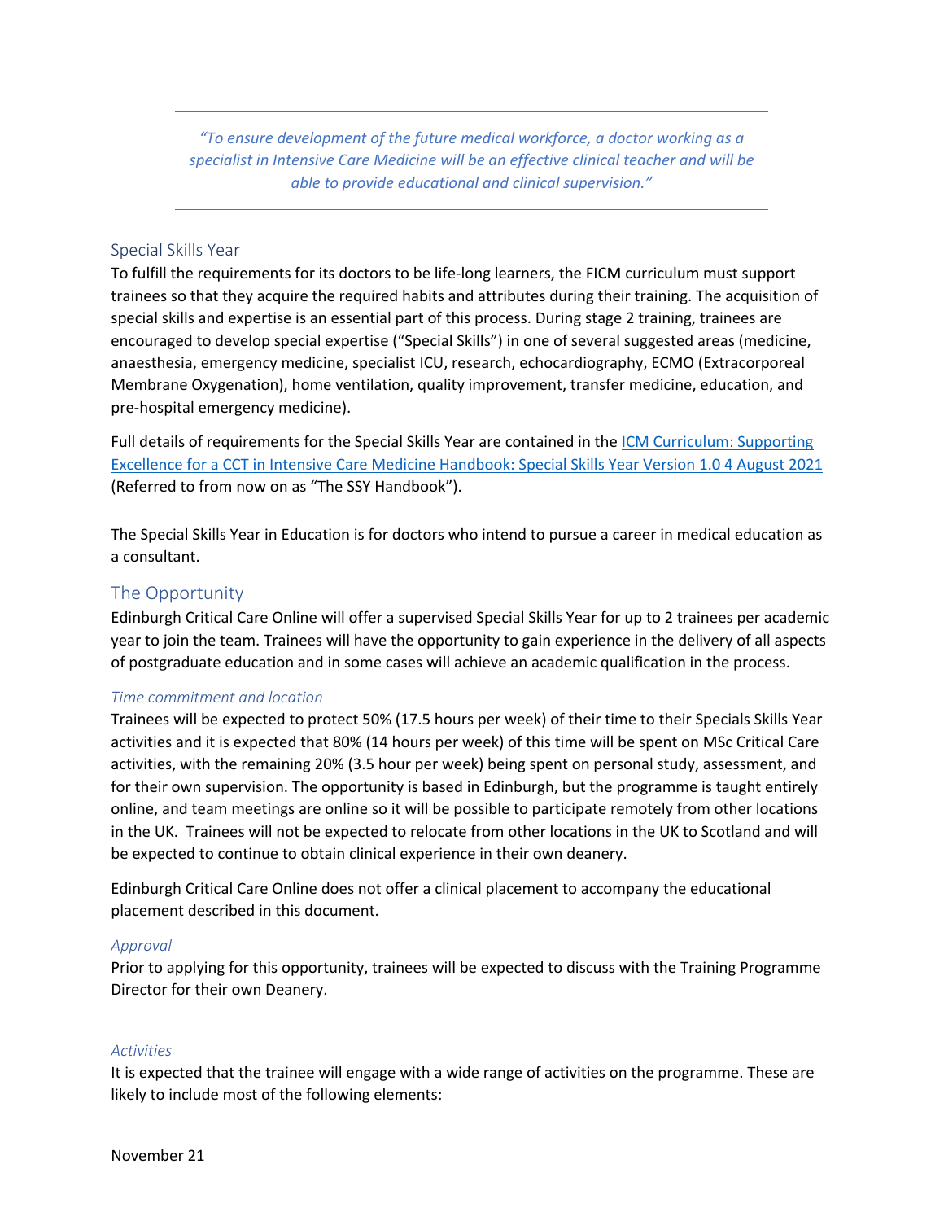---

*"To ensure development of the future medical workforce, a doctor working as a specialist in Intensive Care Medicine will be an effective clinical teacher and will be able to provide educational and clinical supervision."*

---

## Special Skills Year

To fulfill the requirements for its doctors to be life-long learners, the FICM curriculum must support trainees so that they acquire the required habits and attributes during their training. The acquisition of special skills and expertise is an essential part of this process. During stage 2 training, trainees are encouraged to develop special expertise ("Special Skills") in one of several suggested areas (medicine, anaesthesia, emergency medicine, specialist ICU, research, echocardiography, ECMO (Extracorporeal Membrane Oxygenation), home ventilation, quality improvement, transfer medicine, education, and pre-hospital emergency medicine).

Full details of requirements for the Special Skills Year are contained in the ICM Curriculum: Supporting Excellence for a CCT in Intensive Care Medicine Handbook: Special Skills Year Version 1.0 4 August 2021 (Referred to from now on as "The SSY Handbook").

The Special Skills Year in Education is for doctors who intend to pursue a career in medical education as a consultant.

## The Opportunity

Edinburgh Critical Care Online will offer a supervised Special Skills Year for up to 2 trainees per academic year to join the team. Trainees will have the opportunity to gain experience in the delivery of all aspects of postgraduate education and in some cases will achieve an academic qualification in the process.

### *Time commitment and location*

Trainees will be expected to protect 50% (17.5 hours per week) of their time to their Specials Skills Year activities and it is expected that 80% (14 hours per week) of this time will be spent on MSc Critical Care activities, with the remaining 20% (3.5 hour per week) being spent on personal study, assessment, and for their own supervision. The opportunity is based in Edinburgh, but the programme is taught entirely online, and team meetings are online so it will be possible to participate remotely from other locations in the UK. Trainees will not be expected to relocate from other locations in the UK to Scotland and will be expected to continue to obtain clinical experience in their own deanery.

Edinburgh Critical Care Online does not offer a clinical placement to accompany the educational placement described in this document.

### *Approval*

Prior to applying for this opportunity, trainees will be expected to discuss with the Training Programme Director for their own Deanery.

### *Activities*

It is expected that the trainee will engage with a wide range of activities on the programme. These are likely to include most of the following elements:

November 21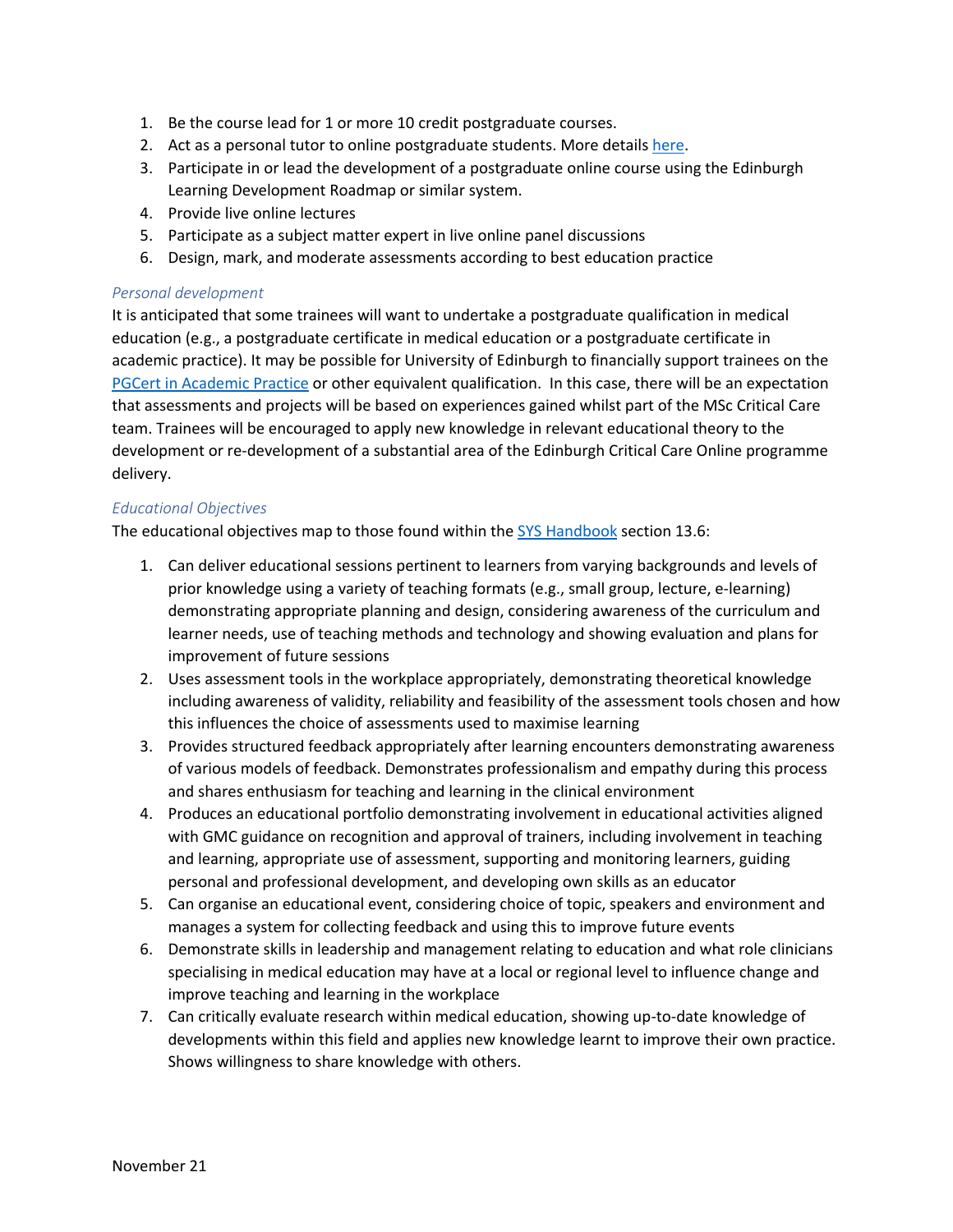1. Be the course lead for 1 or more 10 credit postgraduate courses.
2. Act as a personal tutor to online postgraduate students. More details here.
3. Participate in or lead the development of a postgraduate online course using the Edinburgh Learning Development Roadmap or similar system.
4. Provide live online lectures
5. Participate as a subject matter expert in live online panel discussions
6. Design, mark, and moderate assessments according to best education practice

### *Personal development*

It is anticipated that some trainees will want to undertake a postgraduate qualification in medical education (e.g., a postgraduate certificate in medical education or a postgraduate certificate in academic practice). It may be possible for University of Edinburgh to financially support trainees on the PGCert in Academic Practice or other equivalent qualification. In this case, there will be an expectation that assessments and projects will be based on experiences gained whilst part of the MSc Critical Care team. Trainees will be encouraged to apply new knowledge in relevant educational theory to the development or re-development of a substantial area of the Edinburgh Critical Care Online programme delivery.

### *Educational Objectives*

The educational objectives map to those found within the SYS Handbook section 13.6:

1. Can deliver educational sessions pertinent to learners from varying backgrounds and levels of prior knowledge using a variety of teaching formats (e.g., small group, lecture, e-learning) demonstrating appropriate planning and design, considering awareness of the curriculum and learner needs, use of teaching methods and technology and showing evaluation and plans for improvement of future sessions
2. Uses assessment tools in the workplace appropriately, demonstrating theoretical knowledge including awareness of validity, reliability and feasibility of the assessment tools chosen and how this influences the choice of assessments used to maximise learning
3. Provides structured feedback appropriately after learning encounters demonstrating awareness of various models of feedback. Demonstrates professionalism and empathy during this process and shares enthusiasm for teaching and learning in the clinical environment
4. Produces an educational portfolio demonstrating involvement in educational activities aligned with GMC guidance on recognition and approval of trainers, including involvement in teaching and learning, appropriate use of assessment, supporting and monitoring learners, guiding personal and professional development, and developing own skills as an educator
5. Can organise an educational event, considering choice of topic, speakers and environment and manages a system for collecting feedback and using this to improve future events
6. Demonstrate skills in leadership and management relating to education and what role clinicians specialising in medical education may have at a local or regional level to influence change and improve teaching and learning in the workplace
7. Can critically evaluate research within medical education, showing up-to-date knowledge of developments within this field and applies new knowledge learnt to improve their own practice. Shows willingness to share knowledge with others.

November 21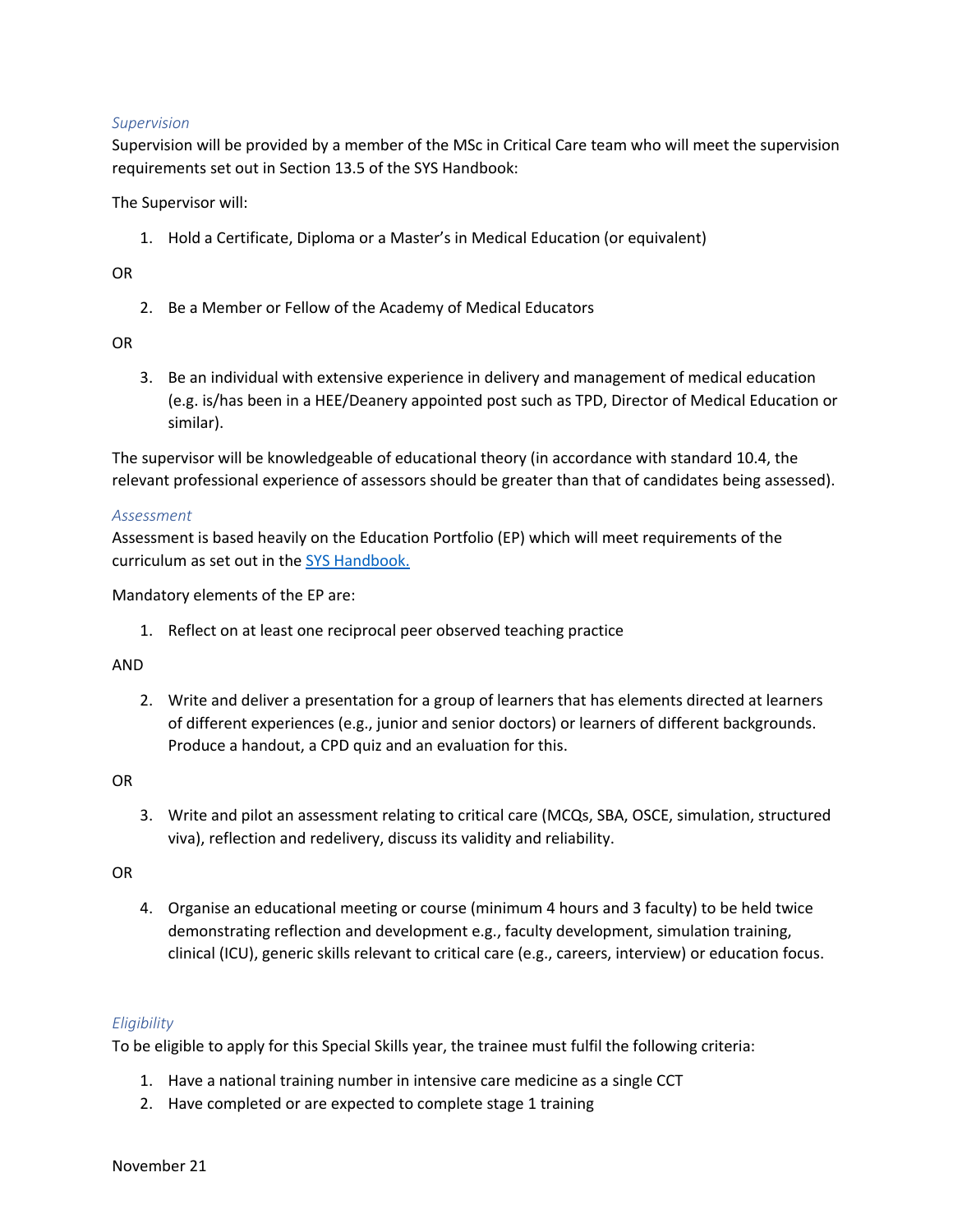*Supervision*

Supervision will be provided by a member of the MSc in Critical Care team who will meet the supervision requirements set out in Section 13.5 of the SYS Handbook:

The Supervisor will:

1. Hold a Certificate, Diploma or a Master's in Medical Education (or equivalent)

OR

2. Be a Member or Fellow of the Academy of Medical Educators

OR

3. Be an individual with extensive experience in delivery and management of medical education (e.g. is/has been in a HEE/Deanery appointed post such as TPD, Director of Medical Education or similar).

The supervisor will be knowledgeable of educational theory (in accordance with standard 10.4, the relevant professional experience of assessors should be greater than that of candidates being assessed).

*Assessment*

Assessment is based heavily on the Education Portfolio (EP) which will meet requirements of the curriculum as set out in the SYS Handbook.

Mandatory elements of the EP are:

1. Reflect on at least one reciprocal peer observed teaching practice

AND

2. Write and deliver a presentation for a group of learners that has elements directed at learners of different experiences (e.g., junior and senior doctors) or learners of different backgrounds. Produce a handout, a CPD quiz and an evaluation for this.

OR

3. Write and pilot an assessment relating to critical care (MCQs, SBA, OSCE, simulation, structured viva), reflection and redelivery, discuss its validity and reliability.

OR

4. Organise an educational meeting or course (minimum 4 hours and 3 faculty) to be held twice demonstrating reflection and development e.g., faculty development, simulation training, clinical (ICU), generic skills relevant to critical care (e.g., careers, interview) or education focus.

*Eligibility*

To be eligible to apply for this Special Skills year, the trainee must fulfil the following criteria:

1. Have a national training number in intensive care medicine as a single CCT
2. Have completed or are expected to complete stage 1 training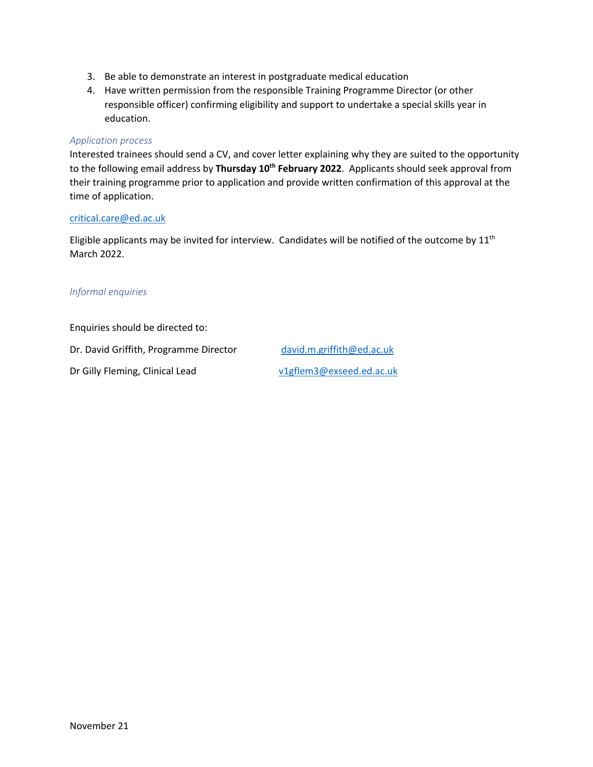3. Be able to demonstrate an interest in postgraduate medical education
4. Have written permission from the responsible Training Programme Director (or other responsible officer) confirming eligibility and support to undertake a special skills year in education.

*Application process*

Interested trainees should send a CV, and cover letter explaining why they are suited to the opportunity to the following email address by **Thursday 10th February 2022**. Applicants should seek approval from their training programme prior to application and provide written confirmation of this approval at the time of application.

critical.care@ed.ac.uk

Eligible applicants may be invited for interview. Candidates will be notified of the outcome by 11th March 2022.

*Informal enquiries*

Enquiries should be directed to:

Dr. David Griffith, Programme Director david.m.griffith@ed.ac.uk

Dr Gilly Fleming, Clinical Lead v1gflem3@exseed.ed.ac.uk

November 21